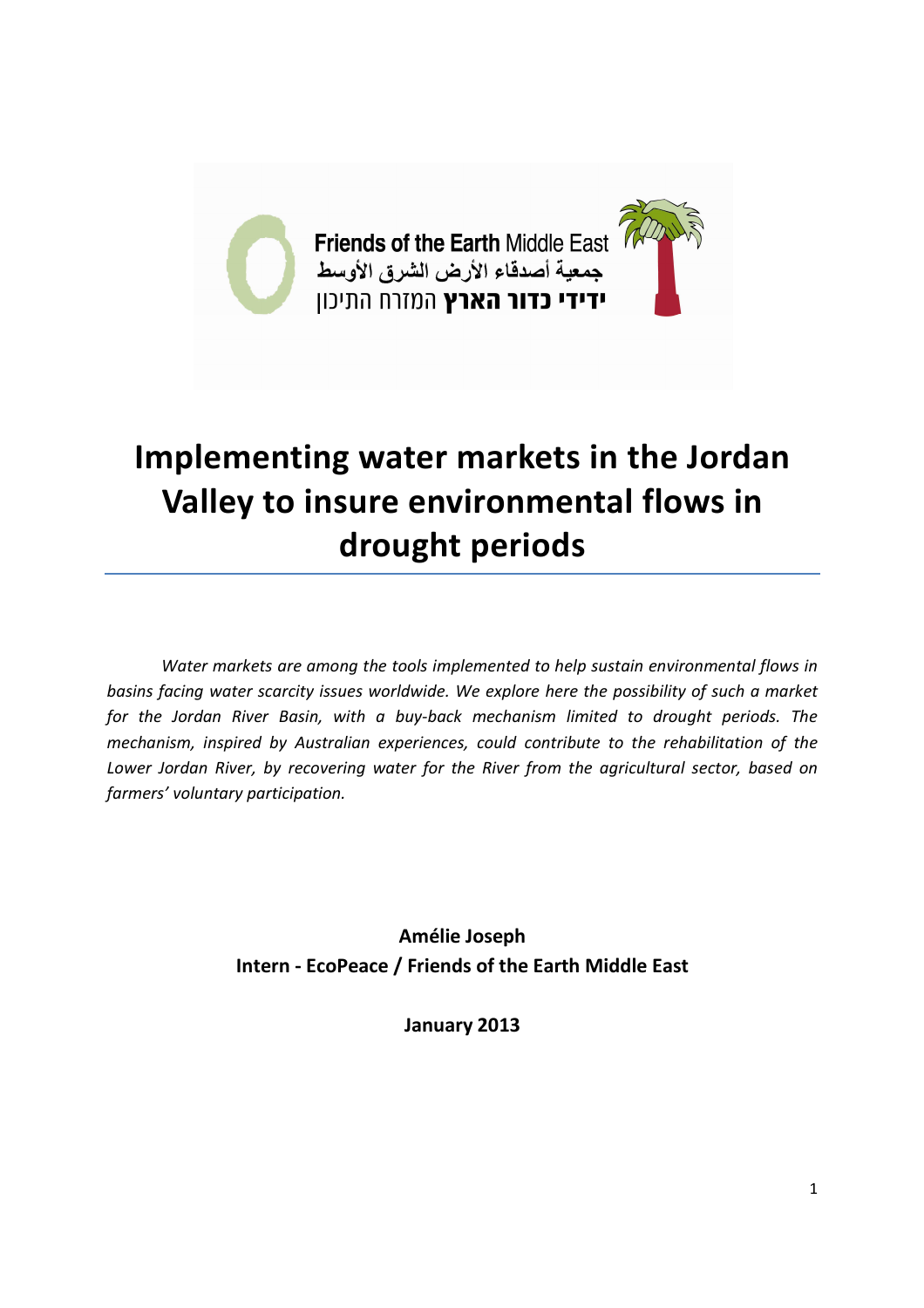Friends of the Earth Middle East
جمعية أصدقاء الأرض الشرق الأوسط
ידידי כדור הארץ המזרח התיכון

# Implementing water markets in the Jordan Valley to insure environmental flows in drought periods

*Water markets are among the tools implemented to help sustain environmental flows in basins facing water scarcity issues worldwide. We explore here the possibility of such a market for the Jordan River Basin, with a buy-back mechanism limited to drought periods. The mechanism, inspired by Australian experiences, could contribute to the rehabilitation of the Lower Jordan River, by recovering water for the River from the agricultural sector, based on farmers' voluntary participation.*

**Amélie Joseph**
**Intern - EcoPeace / Friends of the Earth Middle East**

**January 2013**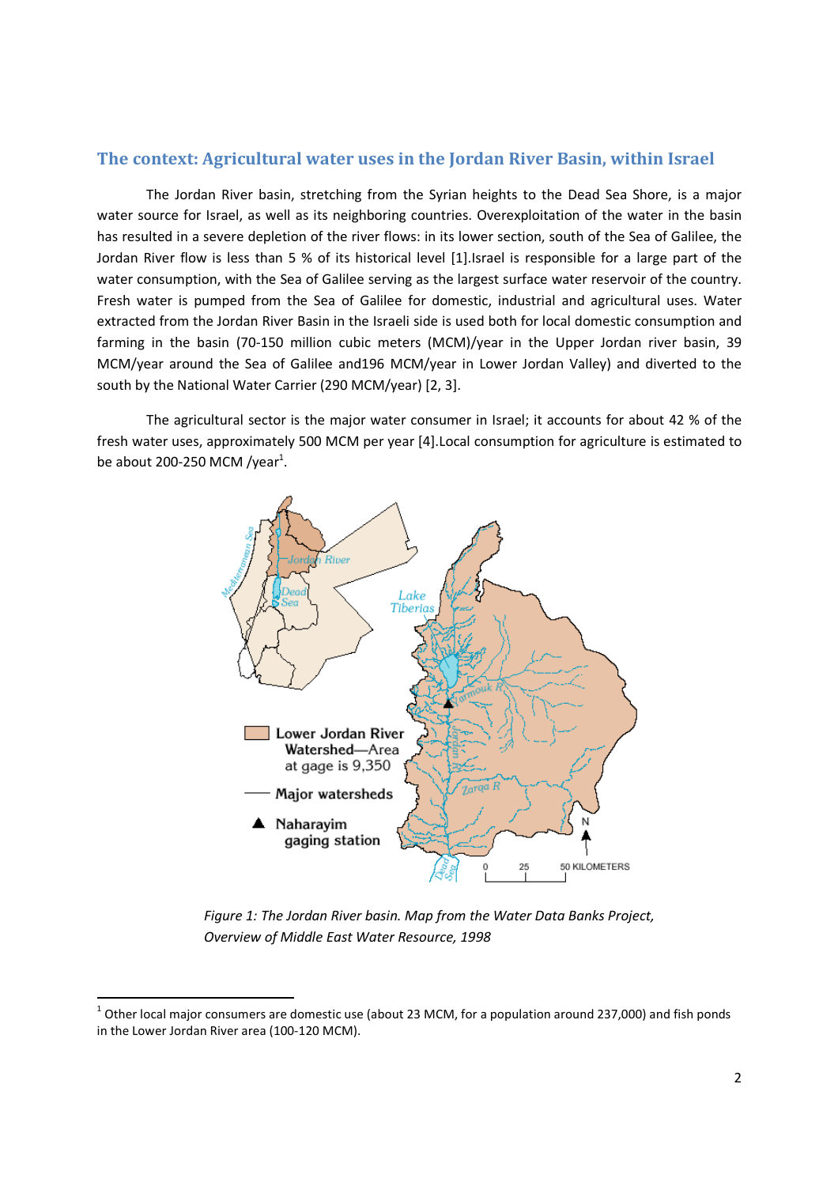## The context: Agricultural water uses in the Jordan River Basin, within Israel

The Jordan River basin, stretching from the Syrian heights to the Dead Sea Shore, is a major water source for Israel, as well as its neighboring countries. Overexploitation of the water in the basin has resulted in a severe depletion of the river flows: in its lower section, south of the Sea of Galilee, the Jordan River flow is less than 5 % of its historical level [1].Israel is responsible for a large part of the water consumption, with the Sea of Galilee serving as the largest surface water reservoir of the country. Fresh water is pumped from the Sea of Galilee for domestic, industrial and agricultural uses. Water extracted from the Jordan River Basin in the Israeli side is used both for local domestic consumption and farming in the basin (70-150 million cubic meters (MCM)/year in the Upper Jordan river basin, 39 MCM/year around the Sea of Galilee and196 MCM/year in Lower Jordan Valley) and diverted to the south by the National Water Carrier (290 MCM/year) [2, 3].

The agricultural sector is the major water consumer in Israel; it accounts for about 42 % of the fresh water uses, approximately 500 MCM per year [4].Local consumption for agriculture is estimated to be about 200-250 MCM /year[1].

*Figure 1: The Jordan River basin. Map from the Water Data Banks Project, Overview of Middle East Water Resource, 1998*

[1] Other local major consumers are domestic use (about 23 MCM, for a population around 237,000) and fish ponds in the Lower Jordan River area (100-120 MCM).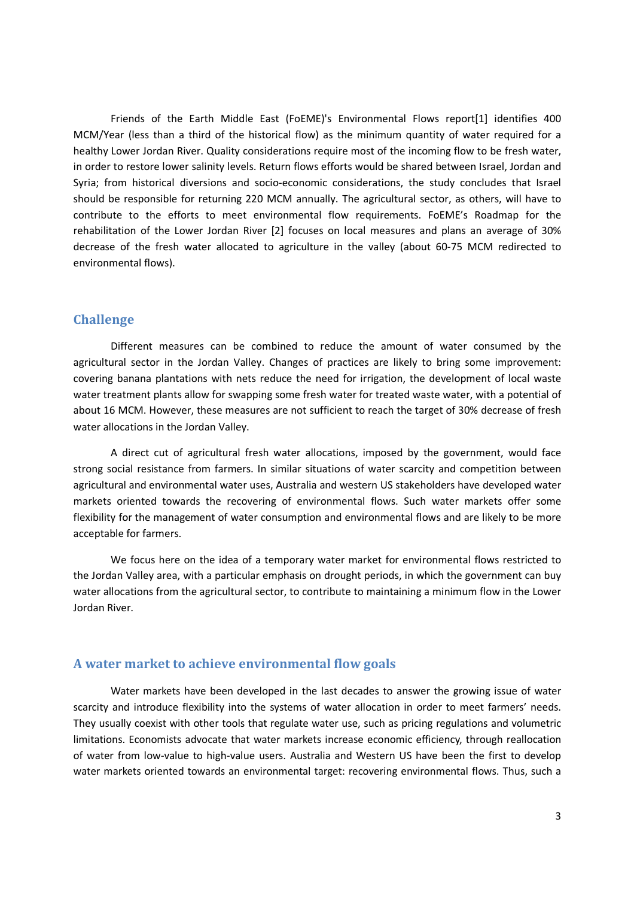Friends of the Earth Middle East (FoEME)'s Environmental Flows report[1] identifies 400 MCM/Year (less than a third of the historical flow) as the minimum quantity of water required for a healthy Lower Jordan River. Quality considerations require most of the incoming flow to be fresh water, in order to restore lower salinity levels. Return flows efforts would be shared between Israel, Jordan and Syria; from historical diversions and socio-economic considerations, the study concludes that Israel should be responsible for returning 220 MCM annually. The agricultural sector, as others, will have to contribute to the efforts to meet environmental flow requirements. FoEME's Roadmap for the rehabilitation of the Lower Jordan River [2] focuses on local measures and plans an average of 30% decrease of the fresh water allocated to agriculture in the valley (about 60-75 MCM redirected to environmental flows).

## Challenge

Different measures can be combined to reduce the amount of water consumed by the agricultural sector in the Jordan Valley. Changes of practices are likely to bring some improvement: covering banana plantations with nets reduce the need for irrigation, the development of local waste water treatment plants allow for swapping some fresh water for treated waste water, with a potential of about 16 MCM. However, these measures are not sufficient to reach the target of 30% decrease of fresh water allocations in the Jordan Valley.

A direct cut of agricultural fresh water allocations, imposed by the government, would face strong social resistance from farmers. In similar situations of water scarcity and competition between agricultural and environmental water uses, Australia and western US stakeholders have developed water markets oriented towards the recovering of environmental flows. Such water markets offer some flexibility for the management of water consumption and environmental flows and are likely to be more acceptable for farmers.

We focus here on the idea of a temporary water market for environmental flows restricted to the Jordan Valley area, with a particular emphasis on drought periods, in which the government can buy water allocations from the agricultural sector, to contribute to maintaining a minimum flow in the Lower Jordan River.

## A water market to achieve environmental flow goals

Water markets have been developed in the last decades to answer the growing issue of water scarcity and introduce flexibility into the systems of water allocation in order to meet farmers' needs. They usually coexist with other tools that regulate water use, such as pricing regulations and volumetric limitations. Economists advocate that water markets increase economic efficiency, through reallocation of water from low-value to high-value users. Australia and Western US have been the first to develop water markets oriented towards an environmental target: recovering environmental flows. Thus, such a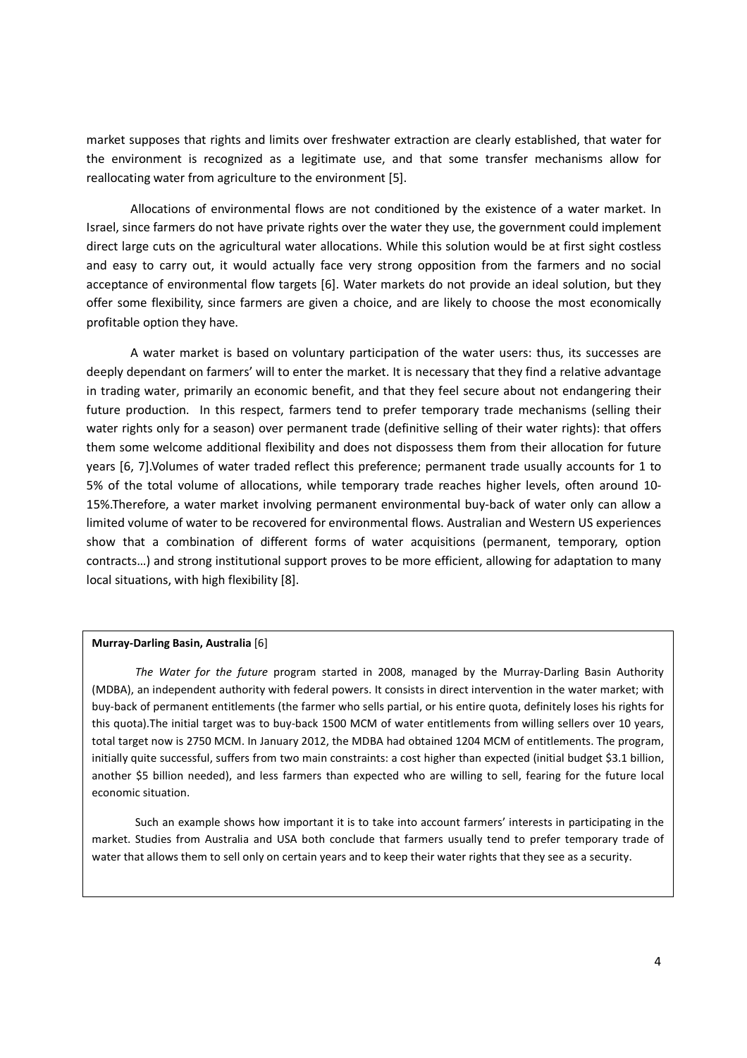market supposes that rights and limits over freshwater extraction are clearly established, that water for the environment is recognized as a legitimate use, and that some transfer mechanisms allow for reallocating water from agriculture to the environment [5].

Allocations of environmental flows are not conditioned by the existence of a water market. In Israel, since farmers do not have private rights over the water they use, the government could implement direct large cuts on the agricultural water allocations. While this solution would be at first sight costless and easy to carry out, it would actually face very strong opposition from the farmers and no social acceptance of environmental flow targets [6]. Water markets do not provide an ideal solution, but they offer some flexibility, since farmers are given a choice, and are likely to choose the most economically profitable option they have.

A water market is based on voluntary participation of the water users: thus, its successes are deeply dependant on farmers' will to enter the market. It is necessary that they find a relative advantage in trading water, primarily an economic benefit, and that they feel secure about not endangering their future production. In this respect, farmers tend to prefer temporary trade mechanisms (selling their water rights only for a season) over permanent trade (definitive selling of their water rights): that offers them some welcome additional flexibility and does not dispossess them from their allocation for future years [6, 7].Volumes of water traded reflect this preference; permanent trade usually accounts for 1 to 5% of the total volume of allocations, while temporary trade reaches higher levels, often around 10-15%.Therefore, a water market involving permanent environmental buy-back of water only can allow a limited volume of water to be recovered for environmental flows. Australian and Western US experiences show that a combination of different forms of water acquisitions (permanent, temporary, option contracts…) and strong institutional support proves to be more efficient, allowing for adaptation to many local situations, with high flexibility [8].

**Murray-Darling Basin, Australia** [6]

*The Water for the future* program started in 2008, managed by the Murray-Darling Basin Authority (MDBA), an independent authority with federal powers. It consists in direct intervention in the water market; with buy-back of permanent entitlements (the farmer who sells partial, or his entire quota, definitely loses his rights for this quota).The initial target was to buy-back 1500 MCM of water entitlements from willing sellers over 10 years, total target now is 2750 MCM. In January 2012, the MDBA had obtained 1204 MCM of entitlements. The program, initially quite successful, suffers from two main constraints: a cost higher than expected (initial budget $3.1 billion, another $5 billion needed), and less farmers than expected who are willing to sell, fearing for the future local economic situation.

Such an example shows how important it is to take into account farmers' interests in participating in the market. Studies from Australia and USA both conclude that farmers usually tend to prefer temporary trade of water that allows them to sell only on certain years and to keep their water rights that they see as a security.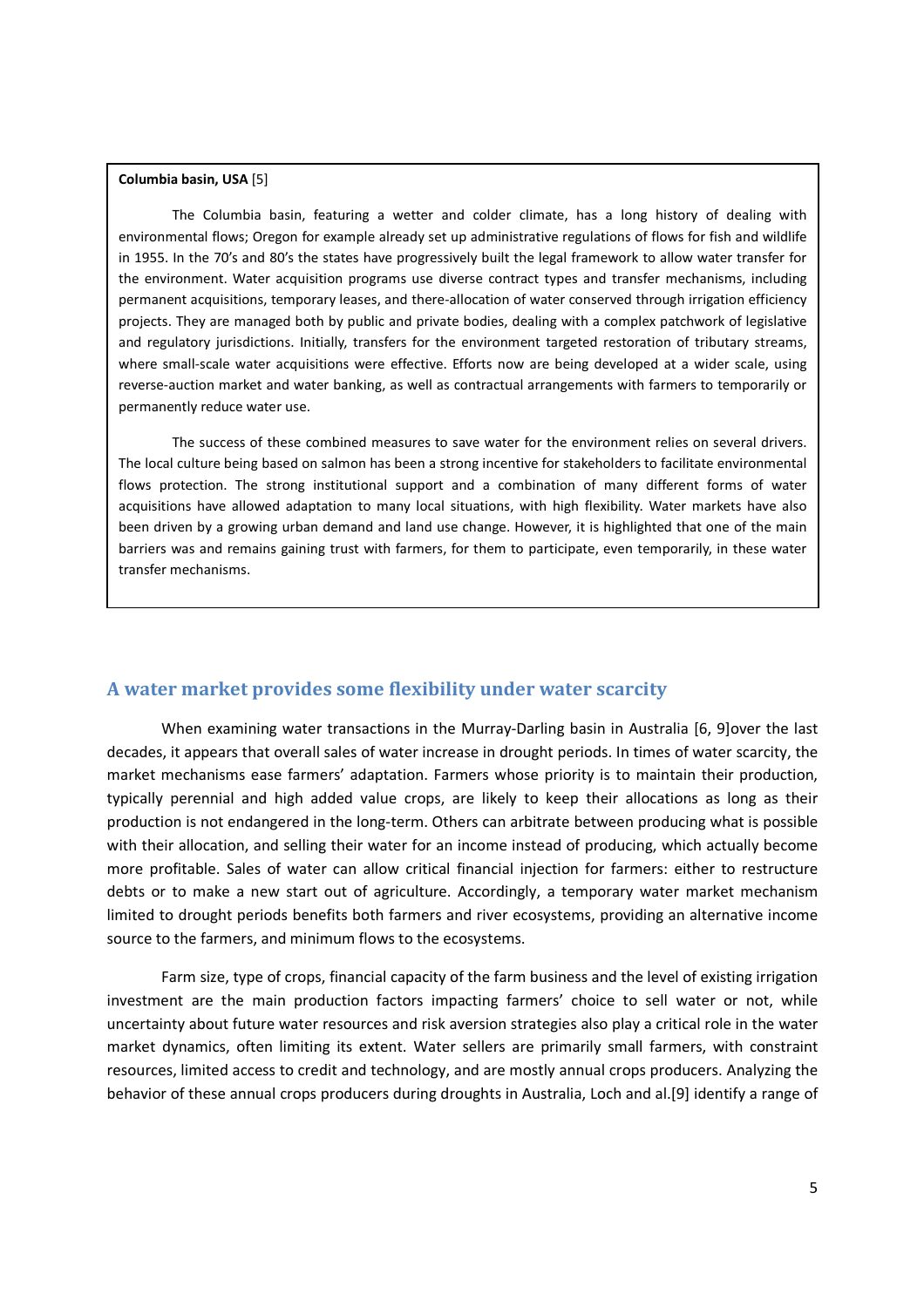**Columbia basin, USA** [5]

The Columbia basin, featuring a wetter and colder climate, has a long history of dealing with environmental flows; Oregon for example already set up administrative regulations of flows for fish and wildlife in 1955. In the 70's and 80's the states have progressively built the legal framework to allow water transfer for the environment. Water acquisition programs use diverse contract types and transfer mechanisms, including permanent acquisitions, temporary leases, and there-allocation of water conserved through irrigation efficiency projects. They are managed both by public and private bodies, dealing with a complex patchwork of legislative and regulatory jurisdictions. Initially, transfers for the environment targeted restoration of tributary streams, where small-scale water acquisitions were effective. Efforts now are being developed at a wider scale, using reverse-auction market and water banking, as well as contractual arrangements with farmers to temporarily or permanently reduce water use.

The success of these combined measures to save water for the environment relies on several drivers. The local culture being based on salmon has been a strong incentive for stakeholders to facilitate environmental flows protection. The strong institutional support and a combination of many different forms of water acquisitions have allowed adaptation to many local situations, with high flexibility. Water markets have also been driven by a growing urban demand and land use change. However, it is highlighted that one of the main barriers was and remains gaining trust with farmers, for them to participate, even temporarily, in these water transfer mechanisms.

## A water market provides some flexibility under water scarcity

When examining water transactions in the Murray-Darling basin in Australia [6, 9]over the last decades, it appears that overall sales of water increase in drought periods. In times of water scarcity, the market mechanisms ease farmers' adaptation. Farmers whose priority is to maintain their production, typically perennial and high added value crops, are likely to keep their allocations as long as their production is not endangered in the long-term. Others can arbitrate between producing what is possible with their allocation, and selling their water for an income instead of producing, which actually become more profitable. Sales of water can allow critical financial injection for farmers: either to restructure debts or to make a new start out of agriculture. Accordingly, a temporary water market mechanism limited to drought periods benefits both farmers and river ecosystems, providing an alternative income source to the farmers, and minimum flows to the ecosystems.

Farm size, type of crops, financial capacity of the farm business and the level of existing irrigation investment are the main production factors impacting farmers' choice to sell water or not, while uncertainty about future water resources and risk aversion strategies also play a critical role in the water market dynamics, often limiting its extent. Water sellers are primarily small farmers, with constraint resources, limited access to credit and technology, and are mostly annual crops producers. Analyzing the behavior of these annual crops producers during droughts in Australia, Loch and al.[9] identify a range of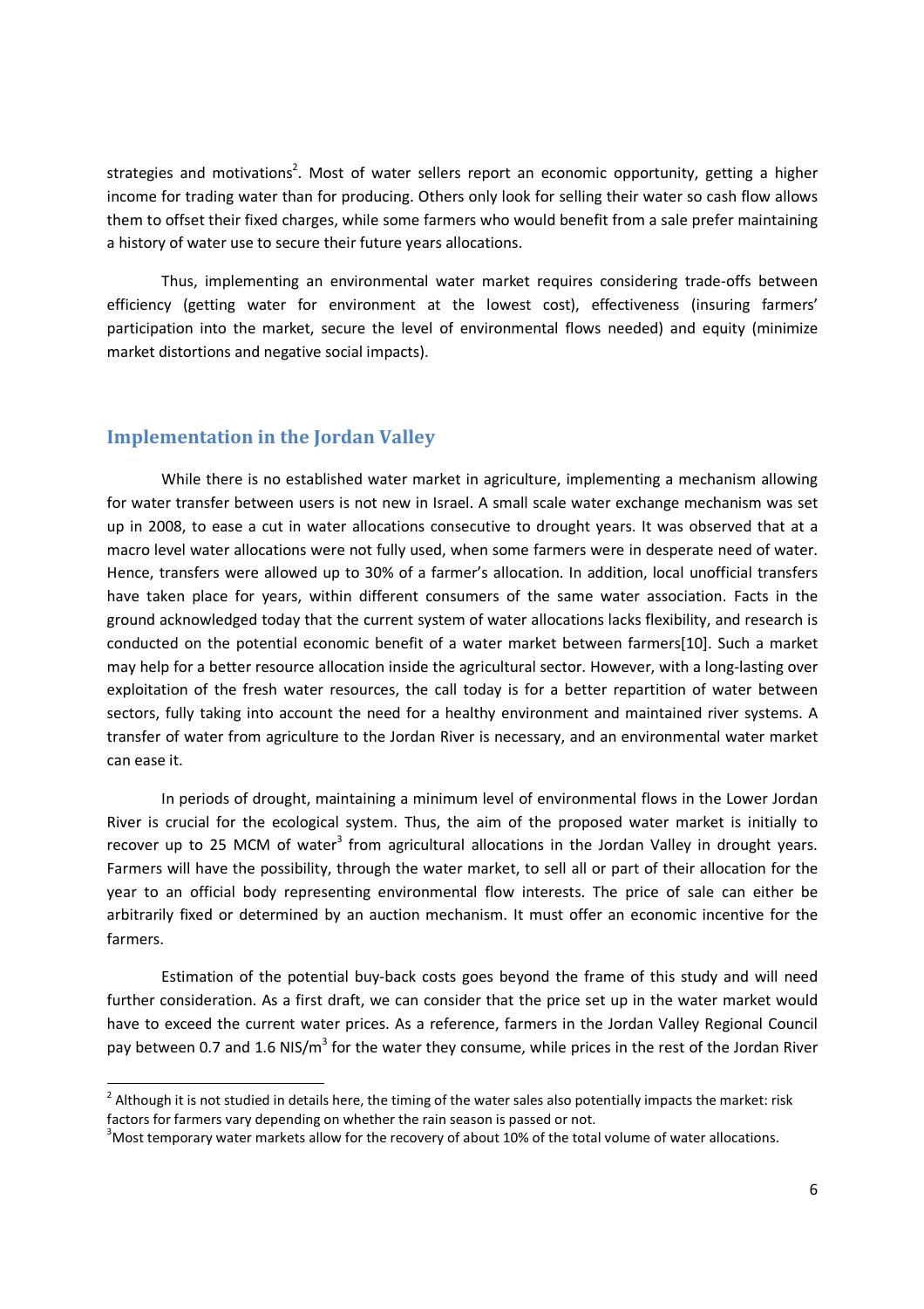strategies and motivations[2]. Most of water sellers report an economic opportunity, getting a higher income for trading water than for producing. Others only look for selling their water so cash flow allows them to offset their fixed charges, while some farmers who would benefit from a sale prefer maintaining a history of water use to secure their future years allocations.

Thus, implementing an environmental water market requires considering trade-offs between efficiency (getting water for environment at the lowest cost), effectiveness (insuring farmers' participation into the market, secure the level of environmental flows needed) and equity (minimize market distortions and negative social impacts).

## Implementation in the Jordan Valley

While there is no established water market in agriculture, implementing a mechanism allowing for water transfer between users is not new in Israel. A small scale water exchange mechanism was set up in 2008, to ease a cut in water allocations consecutive to drought years. It was observed that at a macro level water allocations were not fully used, when some farmers were in desperate need of water. Hence, transfers were allowed up to 30% of a farmer's allocation. In addition, local unofficial transfers have taken place for years, within different consumers of the same water association. Facts in the ground acknowledged today that the current system of water allocations lacks flexibility, and research is conducted on the potential economic benefit of a water market between farmers[10]. Such a market may help for a better resource allocation inside the agricultural sector. However, with a long-lasting over exploitation of the fresh water resources, the call today is for a better repartition of water between sectors, fully taking into account the need for a healthy environment and maintained river systems. A transfer of water from agriculture to the Jordan River is necessary, and an environmental water market can ease it.

In periods of drought, maintaining a minimum level of environmental flows in the Lower Jordan River is crucial for the ecological system. Thus, the aim of the proposed water market is initially to recover up to 25 MCM of water[3] from agricultural allocations in the Jordan Valley in drought years. Farmers will have the possibility, through the water market, to sell all or part of their allocation for the year to an official body representing environmental flow interests. The price of sale can either be arbitrarily fixed or determined by an auction mechanism. It must offer an economic incentive for the farmers.

Estimation of the potential buy-back costs goes beyond the frame of this study and will need further consideration. As a first draft, we can consider that the price set up in the water market would have to exceed the current water prices. As a reference, farmers in the Jordan Valley Regional Council pay between 0.7 and 1.6 NIS/m$^3$ for the water they consume, while prices in the rest of the Jordan River

[2] Although it is not studied in details here, the timing of the water sales also potentially impacts the market: risk factors for farmers vary depending on whether the rain season is passed or not.

[3] Most temporary water markets allow for the recovery of about 10% of the total volume of water allocations.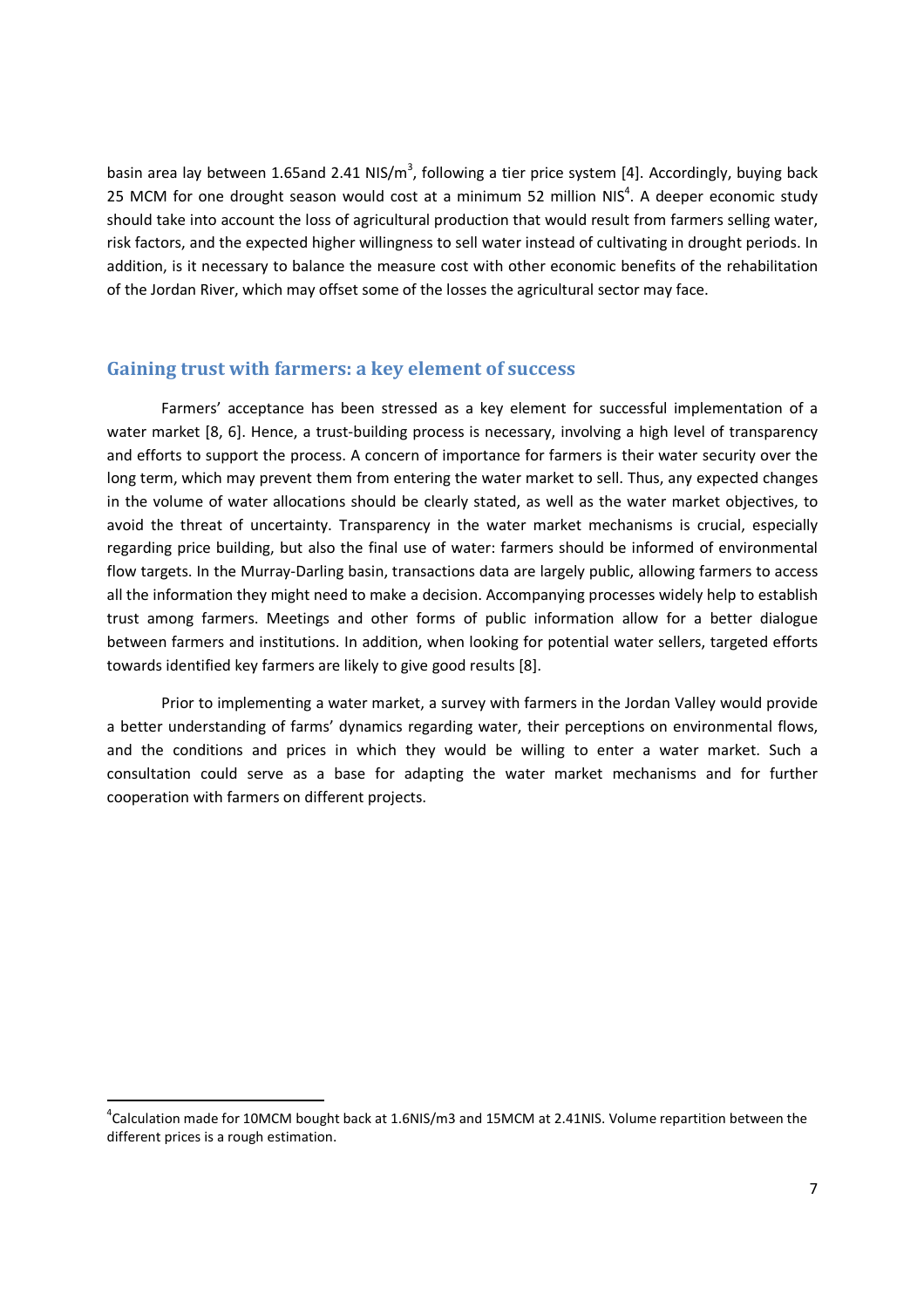basin area lay between 1.65and 2.41 NIS/$m^3$, following a tier price system [4]. Accordingly, buying back 25 MCM for one drought season would cost at a minimum 52 million NIS[4]. A deeper economic study should take into account the loss of agricultural production that would result from farmers selling water, risk factors, and the expected higher willingness to sell water instead of cultivating in drought periods. In addition, is it necessary to balance the measure cost with other economic benefits of the rehabilitation of the Jordan River, which may offset some of the losses the agricultural sector may face.

## Gaining trust with farmers: a key element of success

Farmers' acceptance has been stressed as a key element for successful implementation of a water market [8, 6]. Hence, a trust-building process is necessary, involving a high level of transparency and efforts to support the process. A concern of importance for farmers is their water security over the long term, which may prevent them from entering the water market to sell. Thus, any expected changes in the volume of water allocations should be clearly stated, as well as the water market objectives, to avoid the threat of uncertainty. Transparency in the water market mechanisms is crucial, especially regarding price building, but also the final use of water: farmers should be informed of environmental flow targets. In the Murray-Darling basin, transactions data are largely public, allowing farmers to access all the information they might need to make a decision. Accompanying processes widely help to establish trust among farmers. Meetings and other forms of public information allow for a better dialogue between farmers and institutions. In addition, when looking for potential water sellers, targeted efforts towards identified key farmers are likely to give good results [8].

Prior to implementing a water market, a survey with farmers in the Jordan Valley would provide a better understanding of farms' dynamics regarding water, their perceptions on environmental flows, and the conditions and prices in which they would be willing to enter a water market. Such a consultation could serve as a base for adapting the water market mechanisms and for further cooperation with farmers on different projects.

---

[4] Calculation made for 10MCM bought back at 1.6NIS/m3 and 15MCM at 2.41NIS. Volume repartition between the different prices is a rough estimation.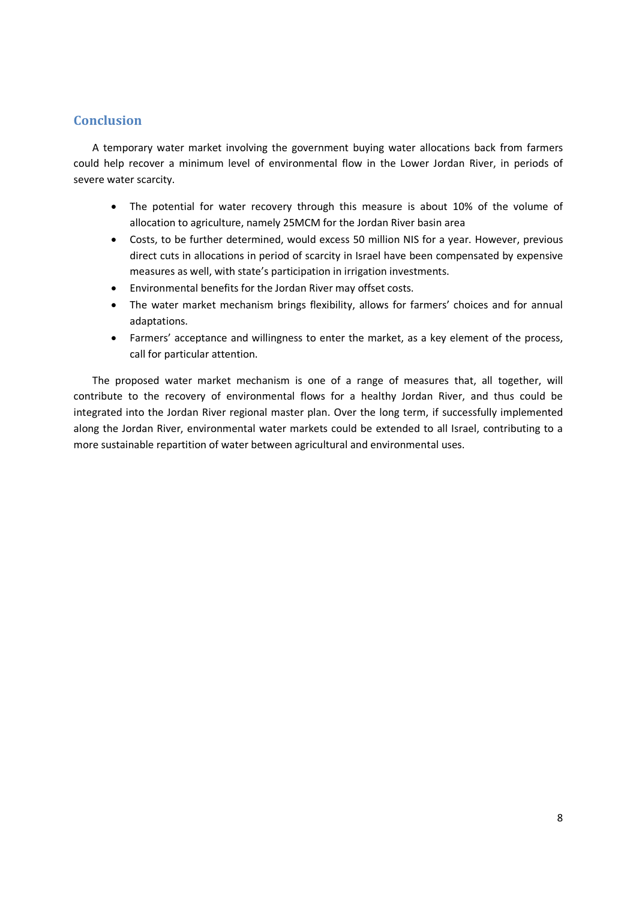## Conclusion

A temporary water market involving the government buying water allocations back from farmers could help recover a minimum level of environmental flow in the Lower Jordan River, in periods of severe water scarcity.

- The potential for water recovery through this measure is about 10% of the volume of allocation to agriculture, namely 25MCM for the Jordan River basin area
- Costs, to be further determined, would excess 50 million NIS for a year. However, previous direct cuts in allocations in period of scarcity in Israel have been compensated by expensive measures as well, with state's participation in irrigation investments.
- Environmental benefits for the Jordan River may offset costs.
- The water market mechanism brings flexibility, allows for farmers' choices and for annual adaptations.
- Farmers' acceptance and willingness to enter the market, as a key element of the process, call for particular attention.

The proposed water market mechanism is one of a range of measures that, all together, will contribute to the recovery of environmental flows for a healthy Jordan River, and thus could be integrated into the Jordan River regional master plan. Over the long term, if successfully implemented along the Jordan River, environmental water markets could be extended to all Israel, contributing to a more sustainable repartition of water between agricultural and environmental uses.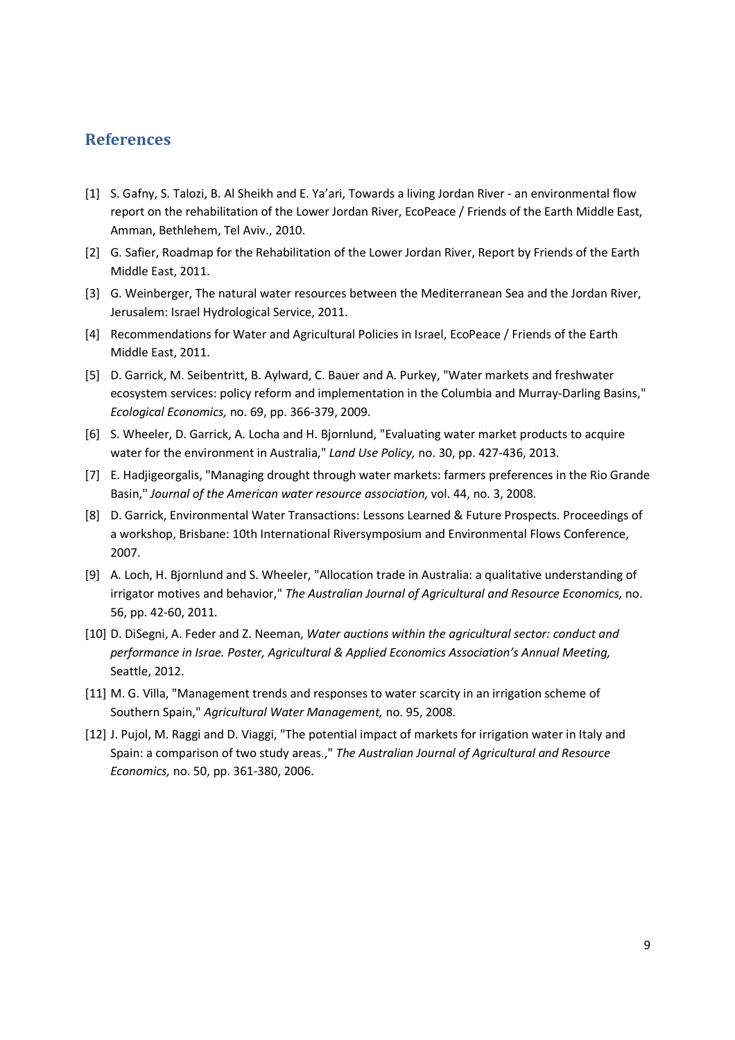## References

[1] S. Gafny, S. Talozi, B. Al Sheikh and E. Ya'ari, Towards a living Jordan River - an environmental flow report on the rehabilitation of the Lower Jordan River, EcoPeace / Friends of the Earth Middle East, Amman, Bethlehem, Tel Aviv., 2010.

[2] G. Safier, Roadmap for the Rehabilitation of the Lower Jordan River, Report by Friends of the Earth Middle East, 2011.

[3] G. Weinberger, The natural water resources between the Mediterranean Sea and the Jordan River, Jerusalem: Israel Hydrological Service, 2011.

[4] Recommendations for Water and Agricultural Policies in Israel, EcoPeace / Friends of the Earth Middle East, 2011.

[5] D. Garrick, M. Seibentritt, B. Aylward, C. Bauer and A. Purkey, "Water markets and freshwater ecosystem services: policy reform and implementation in the Columbia and Murray-Darling Basins," *Ecological Economics,* no. 69, pp. 366-379, 2009.

[6] S. Wheeler, D. Garrick, A. Locha and H. Bjornlund, "Evaluating water market products to acquire water for the environment in Australia," *Land Use Policy,* no. 30, pp. 427-436, 2013.

[7] E. Hadjigeorgalis, "Managing drought through water markets: farmers preferences in the Rio Grande Basin," *Journal of the American water resource association,* vol. 44, no. 3, 2008.

[8] D. Garrick, Environmental Water Transactions: Lessons Learned & Future Prospects. Proceedings of a workshop, Brisbane: 10th International Riversymposium and Environmental Flows Conference, 2007.

[9] A. Loch, H. Bjornlund and S. Wheeler, "Allocation trade in Australia: a qualitative understanding of irrigator motives and behavior," *The Australian Journal of Agricultural and Resource Economics,* no. 56, pp. 42-60, 2011.

[10] D. DiSegni, A. Feder and Z. Neeman, *Water auctions within the agricultural sector: conduct and performance in Israe. Poster, Agricultural & Applied Economics Association's Annual Meeting,* Seattle, 2012.

[11] M. G. Villa, "Management trends and responses to water scarcity in an irrigation scheme of Southern Spain," *Agricultural Water Management,* no. 95, 2008.

[12] J. Pujol, M. Raggi and D. Viaggi, "The potential impact of markets for irrigation water in Italy and Spain: a comparison of two study areas.," *The Australian Journal of Agricultural and Resource Economics,* no. 50, pp. 361-380, 2006.